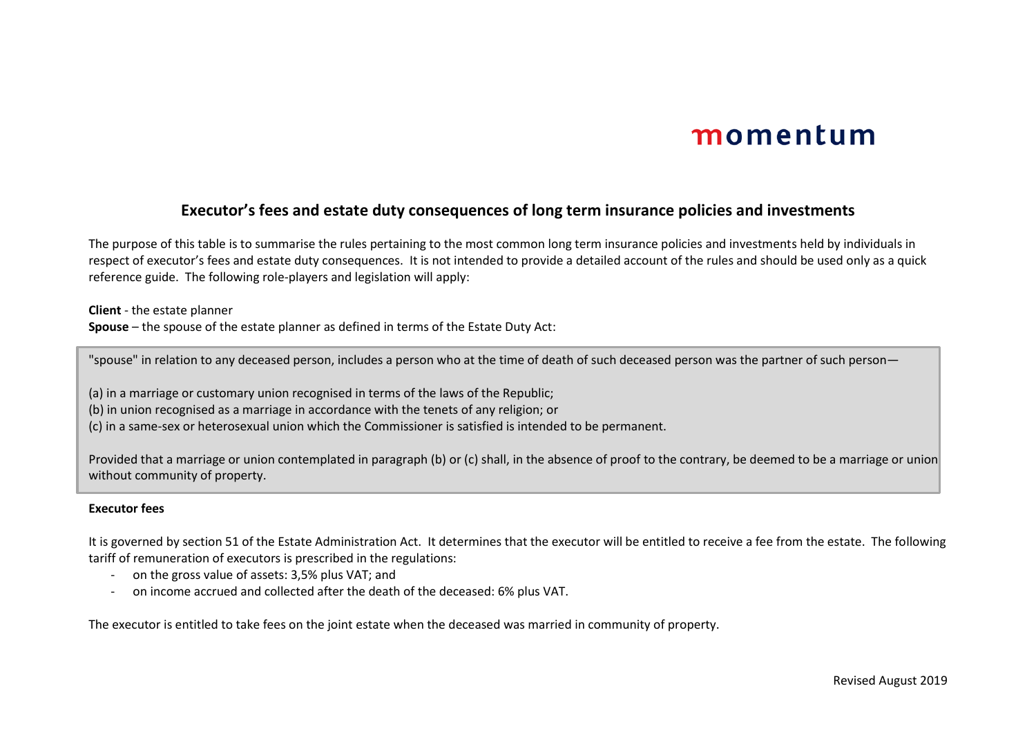momentum

# Executor's fees and estate duty consequences of long term insurance policies and investments

The purpose of this table is to summarise the rules pertaining to the most common long term insurance policies and investments held by individuals in respect of executor's fees and estate duty consequences. It is not intended to provide a detailed account of the rules and should be used only as a quick reference guide. The following role-players and legislation will apply:

**Client** - the estate planner
**Spouse** – the spouse of the estate planner as defined in terms of the Estate Duty Act:

> "spouse" in relation to any deceased person, includes a person who at the time of death of such deceased person was the partner of such person—
>
> (a) in a marriage or customary union recognised in terms of the laws of the Republic;
> (b) in union recognised as a marriage in accordance with the tenets of any religion; or
> (c) in a same-sex or heterosexual union which the Commissioner is satisfied is intended to be permanent.
>
> Provided that a marriage or union contemplated in paragraph (b) or (c) shall, in the absence of proof to the contrary, be deemed to be a marriage or union without community of property.

**Executor fees**

It is governed by section 51 of the Estate Administration Act. It determines that the executor will be entitled to receive a fee from the estate. The following tariff of remuneration of executors is prescribed in the regulations:

- on the gross value of assets: 3,5% plus VAT; and
- on income accrued and collected after the death of the deceased: 6% plus VAT.

The executor is entitled to take fees on the joint estate when the deceased was married in community of property.

Revised August 2019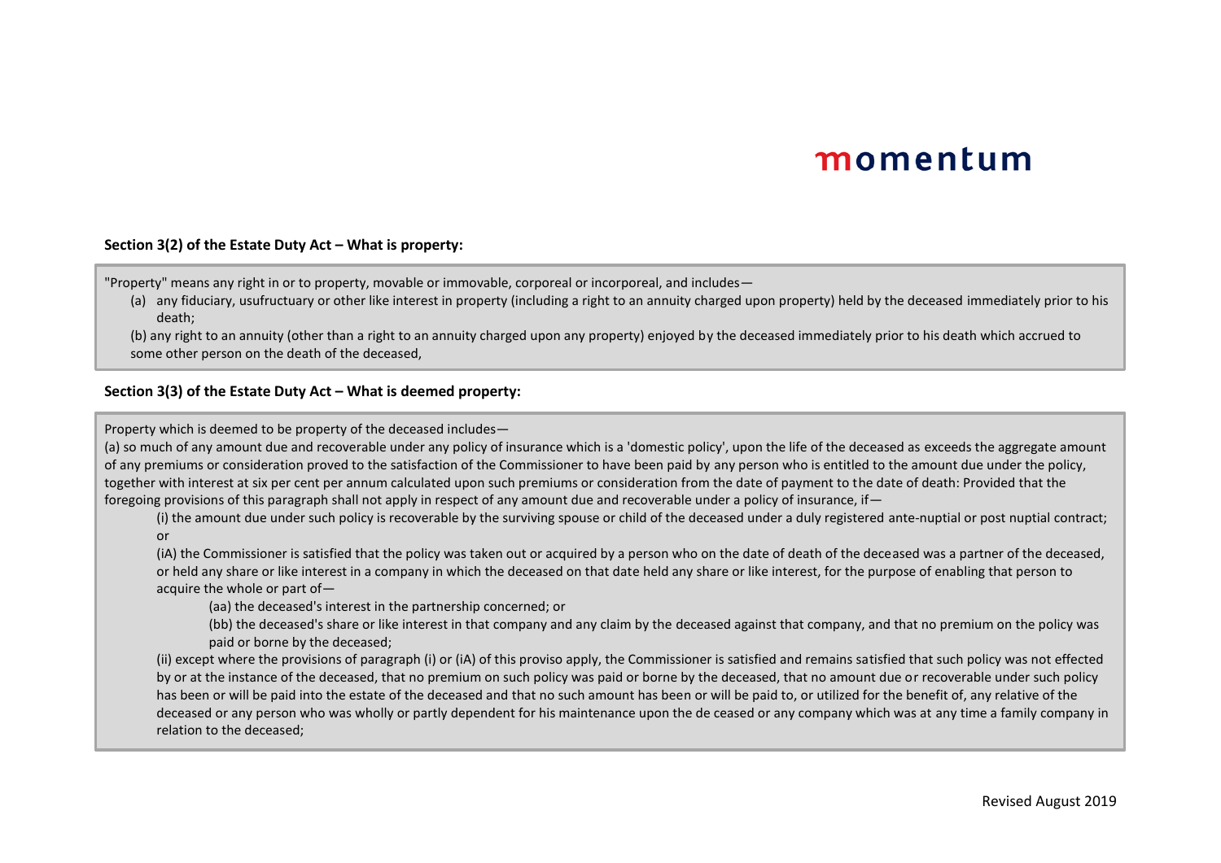**Section 3(2) of the Estate Duty Act – What is property:**

"Property" means any right in or to property, movable or immovable, corporeal or incorporeal, and includes—

(a) any fiduciary, usufructuary or other like interest in property (including a right to an annuity charged upon property) held by the deceased immediately prior to his death;

(b) any right to an annuity (other than a right to an annuity charged upon any property) enjoyed by the deceased immediately prior to his death which accrued to some other person on the death of the deceased,

**Section 3(3) of the Estate Duty Act – What is deemed property:**

Property which is deemed to be property of the deceased includes—

(a) so much of any amount due and recoverable under any policy of insurance which is a 'domestic policy', upon the life of the deceased as exceeds the aggregate amount of any premiums or consideration proved to the satisfaction of the Commissioner to have been paid by any person who is entitled to the amount due under the policy, together with interest at six per cent per annum calculated upon such premiums or consideration from the date of payment to the date of death: Provided that the foregoing provisions of this paragraph shall not apply in respect of any amount due and recoverable under a policy of insurance, if—

(i) the amount due under such policy is recoverable by the surviving spouse or child of the deceased under a duly registered ante-nuptial or post nuptial contract; or

(iA) the Commissioner is satisfied that the policy was taken out or acquired by a person who on the date of death of the deceased was a partner of the deceased, or held any share or like interest in a company in which the deceased on that date held any share or like interest, for the purpose of enabling that person to acquire the whole or part of—

(aa) the deceased's interest in the partnership concerned; or

(bb) the deceased's share or like interest in that company and any claim by the deceased against that company, and that no premium on the policy was paid or borne by the deceased;

(ii) except where the provisions of paragraph (i) or (iA) of this proviso apply, the Commissioner is satisfied and remains satisfied that such policy was not effected by or at the instance of the deceased, that no premium on such policy was paid or borne by the deceased, that no amount due or recoverable under such policy has been or will be paid into the estate of the deceased and that no such amount has been or will be paid to, or utilized for the benefit of, any relative of the deceased or any person who was wholly or partly dependent for his maintenance upon the de ceased or any company which was at any time a family company in relation to the deceased;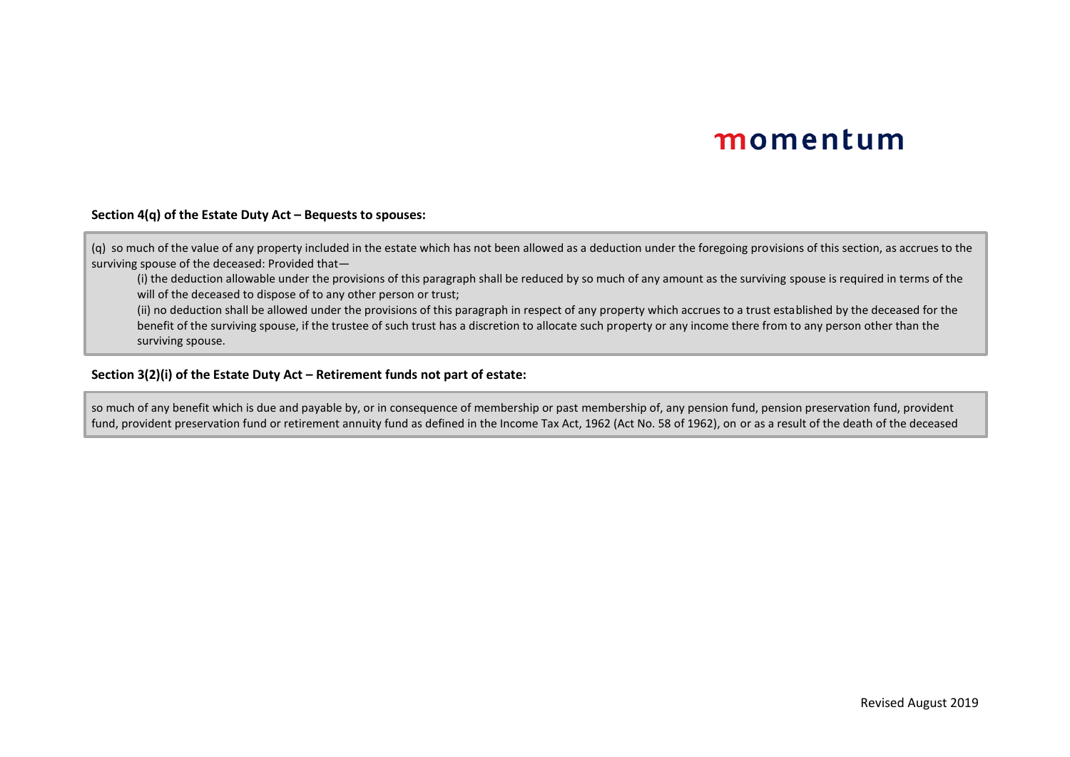**Section 4(q) of the Estate Duty Act – Bequests to spouses:**

(q) so much of the value of any property included in the estate which has not been allowed as a deduction under the foregoing provisions of this section, as accrues to the surviving spouse of the deceased: Provided that—

> (i) the deduction allowable under the provisions of this paragraph shall be reduced by so much of any amount as the surviving spouse is required in terms of the will of the deceased to dispose of to any other person or trust;
>
> (ii) no deduction shall be allowed under the provisions of this paragraph in respect of any property which accrues to a trust established by the deceased for the benefit of the surviving spouse, if the trustee of such trust has a discretion to allocate such property or any income there from to any person other than the surviving spouse.

**Section 3(2)(i) of the Estate Duty Act – Retirement funds not part of estate:**

so much of any benefit which is due and payable by, or in consequence of membership or past membership of, any pension fund, pension preservation fund, provident fund, provident preservation fund or retirement annuity fund as defined in the Income Tax Act, 1962 (Act No. 58 of 1962), on or as a result of the death of the deceased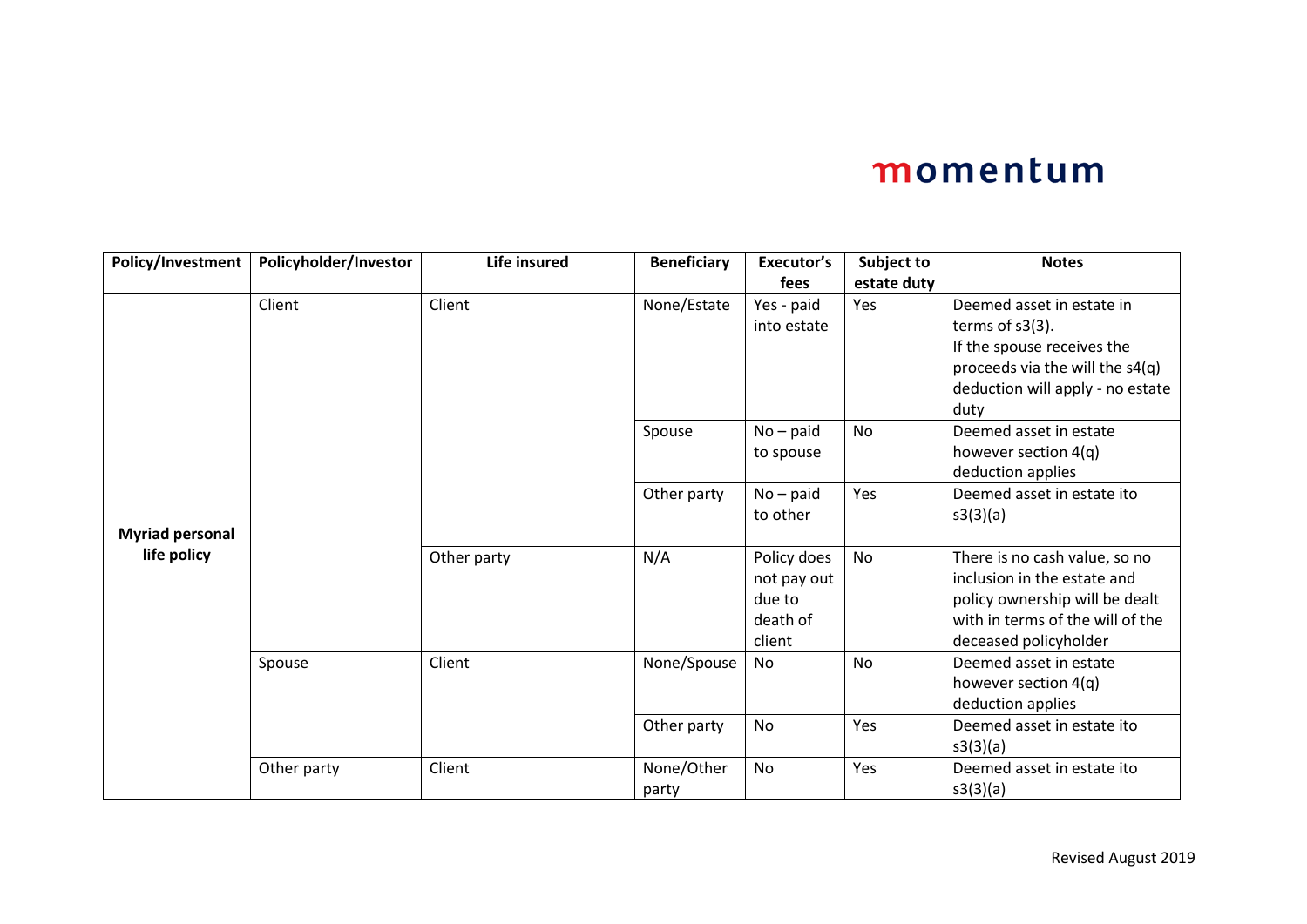| Policy/Investment | Policyholder/Investor | Life insured | Beneficiary | Executor's fees | Subject to estate duty | Notes |
|---|---|---|---|---|---|---|
| **Myriad personal life policy** | Client | Client | None/Estate | Yes - paid into estate | Yes | Deemed asset in estate in terms of s3(3). If the spouse receives the proceeds via the will the s4(q) deduction will apply - no estate duty |
| | | | Spouse | No – paid to spouse | No | Deemed asset in estate however section 4(q) deduction applies |
| | | | Other party | No – paid to other | Yes | Deemed asset in estate ito s3(3)(a) |
| | | Other party | N/A | Policy does not pay out due to death of client | No | There is no cash value, so no inclusion in the estate and policy ownership will be dealt with in terms of the will of the deceased policyholder |
| | Spouse | Client | None/Spouse | No | No | Deemed asset in estate however section 4(q) deduction applies |
| | | | Other party | No | Yes | Deemed asset in estate ito s3(3)(a) |
| | Other party | Client | None/Other party | No | Yes | Deemed asset in estate ito s3(3)(a) |

Revised August 2019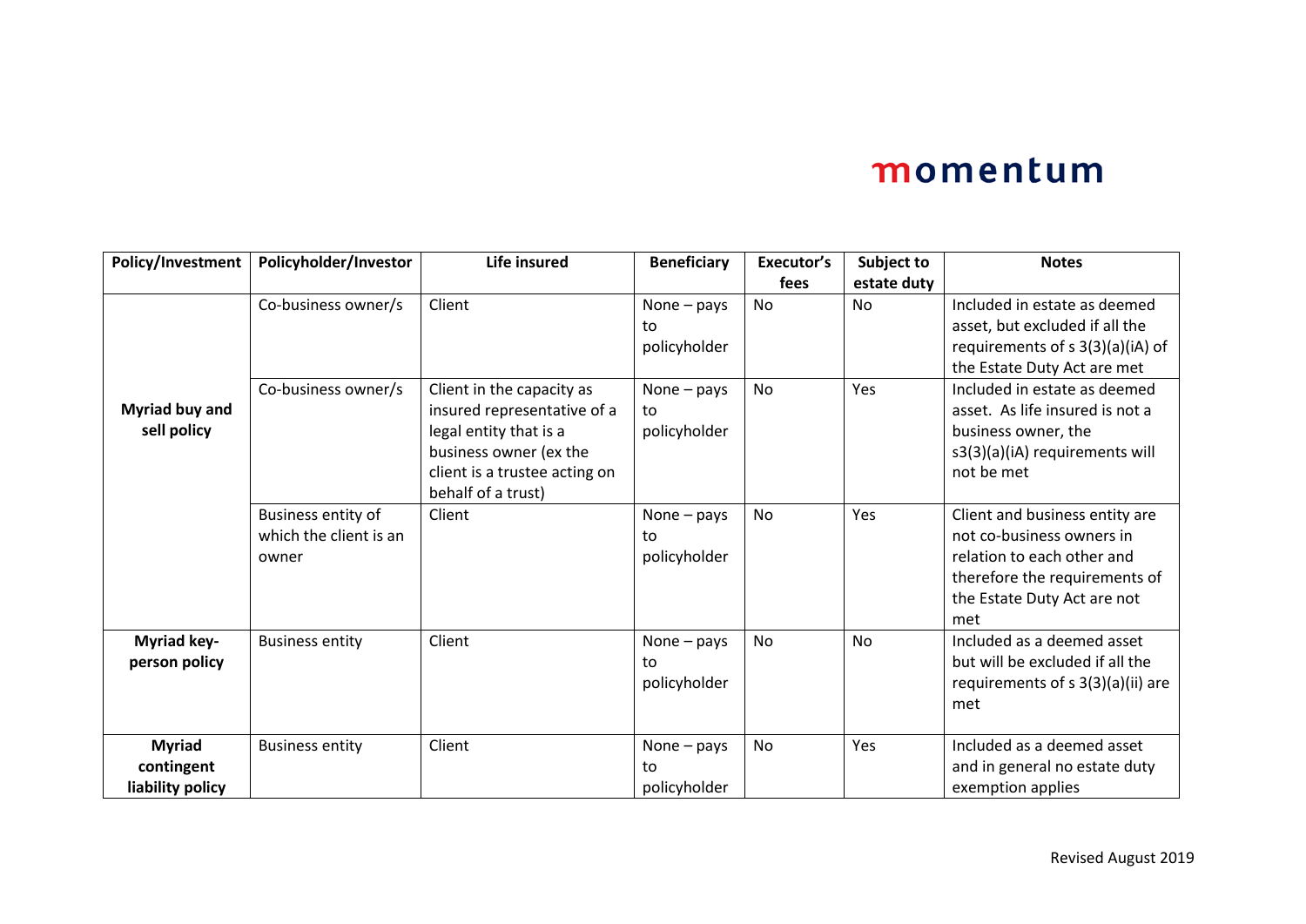| Policy/Investment | Policyholder/Investor | Life insured | Beneficiary | Executor's fees | Subject to estate duty | Notes |
|---|---|---|---|---|---|---|
| **Myriad buy and sell policy** | Co-business owner/s | Client | None – pays to policyholder | No | No | Included in estate as deemed asset, but excluded if all the requirements of s 3(3)(a)(iA) of the Estate Duty Act are met |
| | Co-business owner/s | Client in the capacity as insured representative of a legal entity that is a business owner (ex the client is a trustee acting on behalf of a trust) | None – pays to policyholder | No | Yes | Included in estate as deemed asset. As life insured is not a business owner, the s3(3)(a)(iA) requirements will not be met |
| | Business entity of which the client is an owner | Client | None – pays to policyholder | No | Yes | Client and business entity are not co-business owners in relation to each other and therefore the requirements of the Estate Duty Act are not met |
| **Myriad key-person policy** | Business entity | Client | None – pays to policyholder | No | No | Included as a deemed asset but will be excluded if all the requirements of s 3(3)(a)(ii) are met |
| **Myriad contingent liability policy** | Business entity | Client | None – pays to policyholder | No | Yes | Included as a deemed asset and in general no estate duty exemption applies |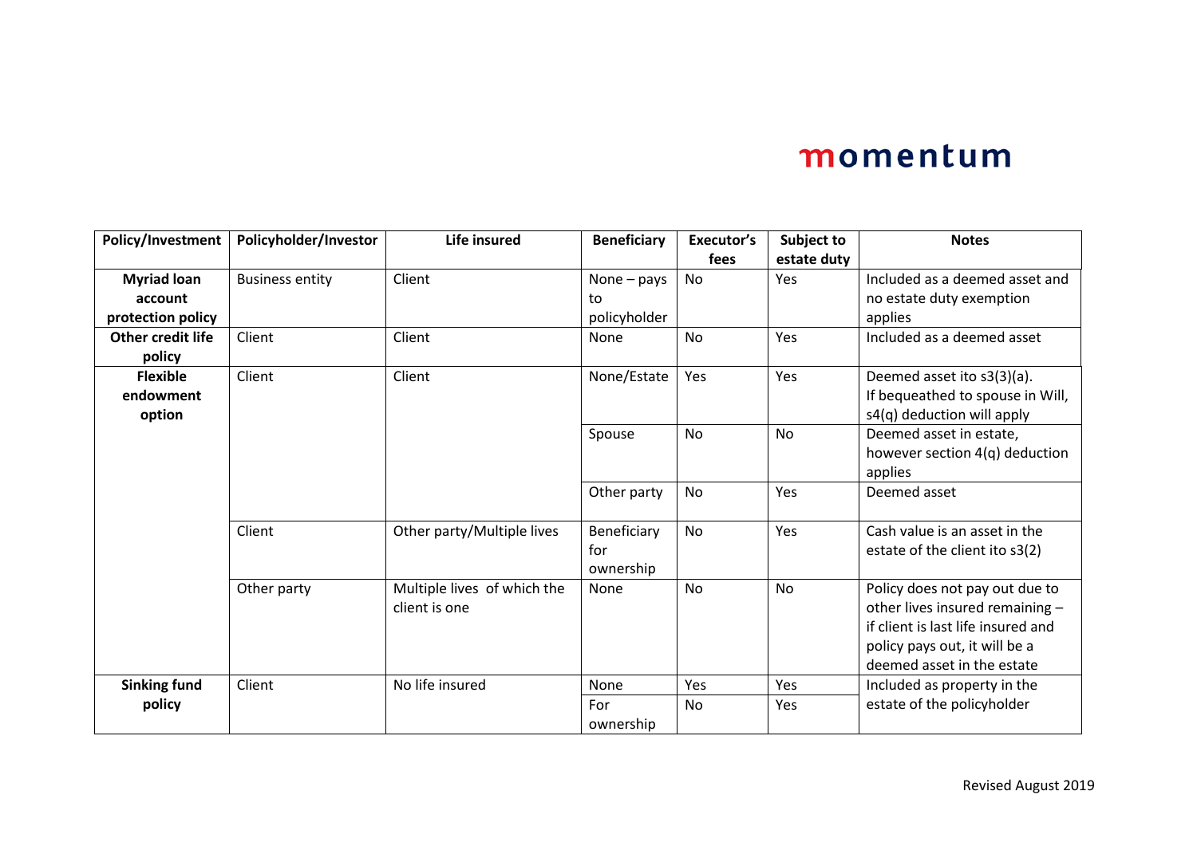| Policy/Investment | Policyholder/Investor | Life insured | Beneficiary | Executor's fees | Subject to estate duty | Notes |
|---|---|---|---|---|---|---|
| **Myriad loan account protection policy** | Business entity | Client | None – pays to policyholder | No | Yes | Included as a deemed asset and no estate duty exemption applies |
| **Other credit life policy** | Client | Client | None | No | Yes | Included as a deemed asset |
| **Flexible endowment option** | Client | Client | None/Estate | Yes | Yes | Deemed asset ito s3(3)(a). If bequeathed to spouse in Will, s4(q) deduction will apply |
| | | | Spouse | No | No | Deemed asset in estate, however section 4(q) deduction applies |
| | | | Other party | No | Yes | Deemed asset |
| | Client | Other party/Multiple lives | Beneficiary for ownership | No | Yes | Cash value is an asset in the estate of the client ito s3(2) |
| | Other party | Multiple lives of which the client is one | None | No | No | Policy does not pay out due to other lives insured remaining – if client is last life insured and policy pays out, it will be a deemed asset in the estate |
| **Sinking fund policy** | Client | No life insured | None | Yes | Yes | Included as property in the estate of the policyholder |
| | | | For ownership | No | Yes | |

Revised August 2019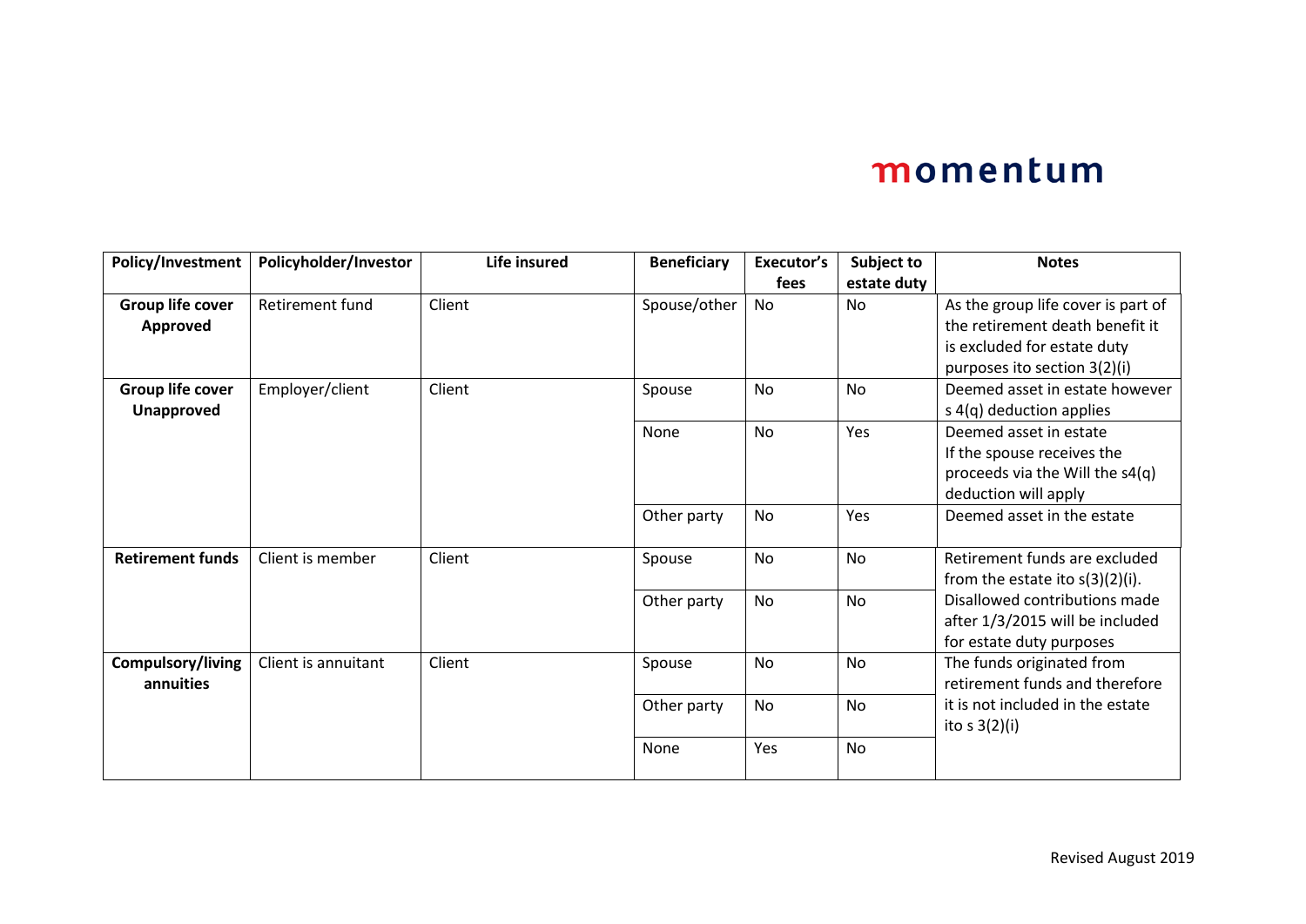| Policy/Investment | Policyholder/Investor | Life insured | Beneficiary | Executor's fees | Subject to estate duty | Notes |
|---|---|---|---|---|---|---|
| **Group life cover Approved** | Retirement fund | Client | Spouse/other | No | No | As the group life cover is part of the retirement death benefit it is excluded for estate duty purposes ito section 3(2)(i) |
| **Group life cover Unapproved** | Employer/client | Client | Spouse | No | No | Deemed asset in estate however s 4(q) deduction applies |
| | | | None | No | Yes | Deemed asset in estate If the spouse receives the proceeds via the Will the s4(q) deduction will apply |
| | | | Other party | No | Yes | Deemed asset in the estate |
| **Retirement funds** | Client is member | Client | Spouse | No | No | Retirement funds are excluded from the estate ito s(3)(2)(i). Disallowed contributions made after 1/3/2015 will be included for estate duty purposes |
| | | | Other party | No | No | |
| **Compulsory/living annuities** | Client is annuitant | Client | Spouse | No | No | The funds originated from retirement funds and therefore it is not included in the estate ito s 3(2)(i) |
| | | | Other party | No | No | |
| | | | None | Yes | No | |

Revised August 2019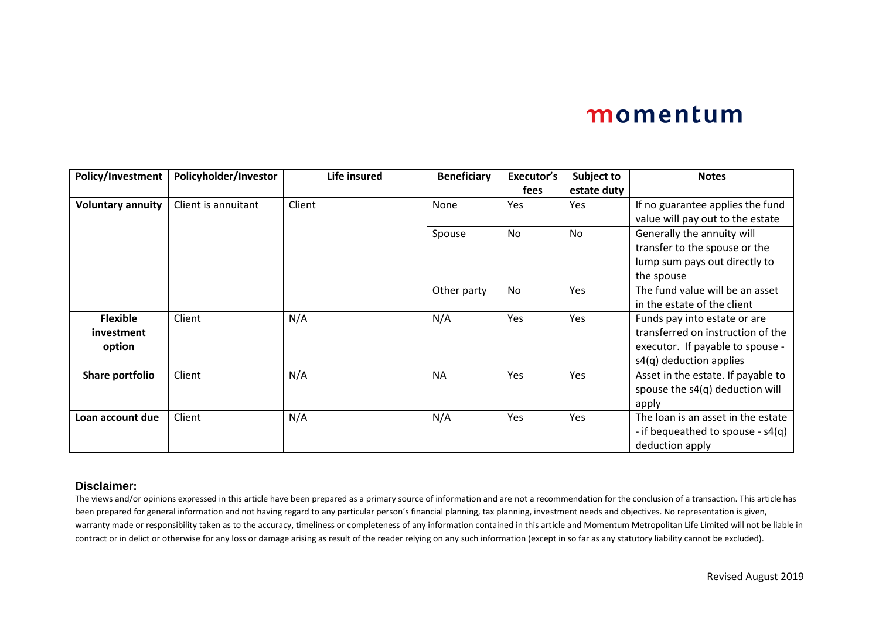momentum

| Policy/Investment | Policyholder/Investor | Life insured | Beneficiary | Executor's fees | Subject to estate duty | Notes |
|---|---|---|---|---|---|---|
| **Voluntary annuity** | Client is annuitant | Client | None | Yes | Yes | If no guarantee applies the fund value will pay out to the estate |
| | | | Spouse | No | No | Generally the annuity will transfer to the spouse or the lump sum pays out directly to the spouse |
| | | | Other party | No | Yes | The fund value will be an asset in the estate of the client |
| **Flexible investment option** | Client | N/A | N/A | Yes | Yes | Funds pay into estate or are transferred on instruction of the executor. If payable to spouse - s4(q) deduction applies |
| **Share portfolio** | Client | N/A | NA | Yes | Yes | Asset in the estate. If payable to spouse the s4(q) deduction will apply |
| **Loan account due** | Client | N/A | N/A | Yes | Yes | The loan is an asset in the estate - if bequeathed to spouse - s4(q) deduction apply |

**Disclaimer:**

The views and/or opinions expressed in this article have been prepared as a primary source of information and are not a recommendation for the conclusion of a transaction. This article has been prepared for general information and not having regard to any particular person's financial planning, tax planning, investment needs and objectives. No representation is given, warranty made or responsibility taken as to the accuracy, timeliness or completeness of any information contained in this article and Momentum Metropolitan Life Limited will not be liable in contract or in delict or otherwise for any loss or damage arising as result of the reader relying on any such information (except in so far as any statutory liability cannot be excluded).

Revised August 2019